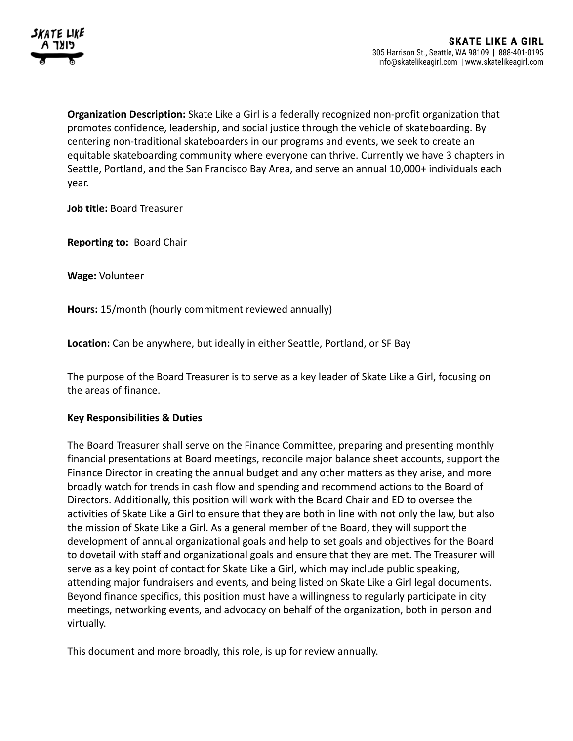**SKATE LIKE A GIRL**
305 Harrison St., Seattle, WA 98109 | 888-401-0195
info@skatelikeagirl.com | www.skatelikeagirl.com

**Organization Description:** Skate Like a Girl is a federally recognized non-profit organization that promotes confidence, leadership, and social justice through the vehicle of skateboarding. By centering non-traditional skateboarders in our programs and events, we seek to create an equitable skateboarding community where everyone can thrive. Currently we have 3 chapters in Seattle, Portland, and the San Francisco Bay Area, and serve an annual 10,000+ individuals each year.

**Job title:** Board Treasurer

**Reporting to:** Board Chair

**Wage:** Volunteer

**Hours:** 15/month (hourly commitment reviewed annually)

**Location:** Can be anywhere, but ideally in either Seattle, Portland, or SF Bay

The purpose of the Board Treasurer is to serve as a key leader of Skate Like a Girl, focusing on the areas of finance.

**Key Responsibilities & Duties**

The Board Treasurer shall serve on the Finance Committee, preparing and presenting monthly financial presentations at Board meetings, reconcile major balance sheet accounts, support the Finance Director in creating the annual budget and any other matters as they arise, and more broadly watch for trends in cash flow and spending and recommend actions to the Board of Directors. Additionally, this position will work with the Board Chair and ED to oversee the activities of Skate Like a Girl to ensure that they are both in line with not only the law, but also the mission of Skate Like a Girl. As a general member of the Board, they will support the development of annual organizational goals and help to set goals and objectives for the Board to dovetail with staff and organizational goals and ensure that they are met. The Treasurer will serve as a key point of contact for Skate Like a Girl, which may include public speaking, attending major fundraisers and events, and being listed on Skate Like a Girl legal documents. Beyond finance specifics, this position must have a willingness to regularly participate in city meetings, networking events, and advocacy on behalf of the organization, both in person and virtually.

This document and more broadly, this role, is up for review annually.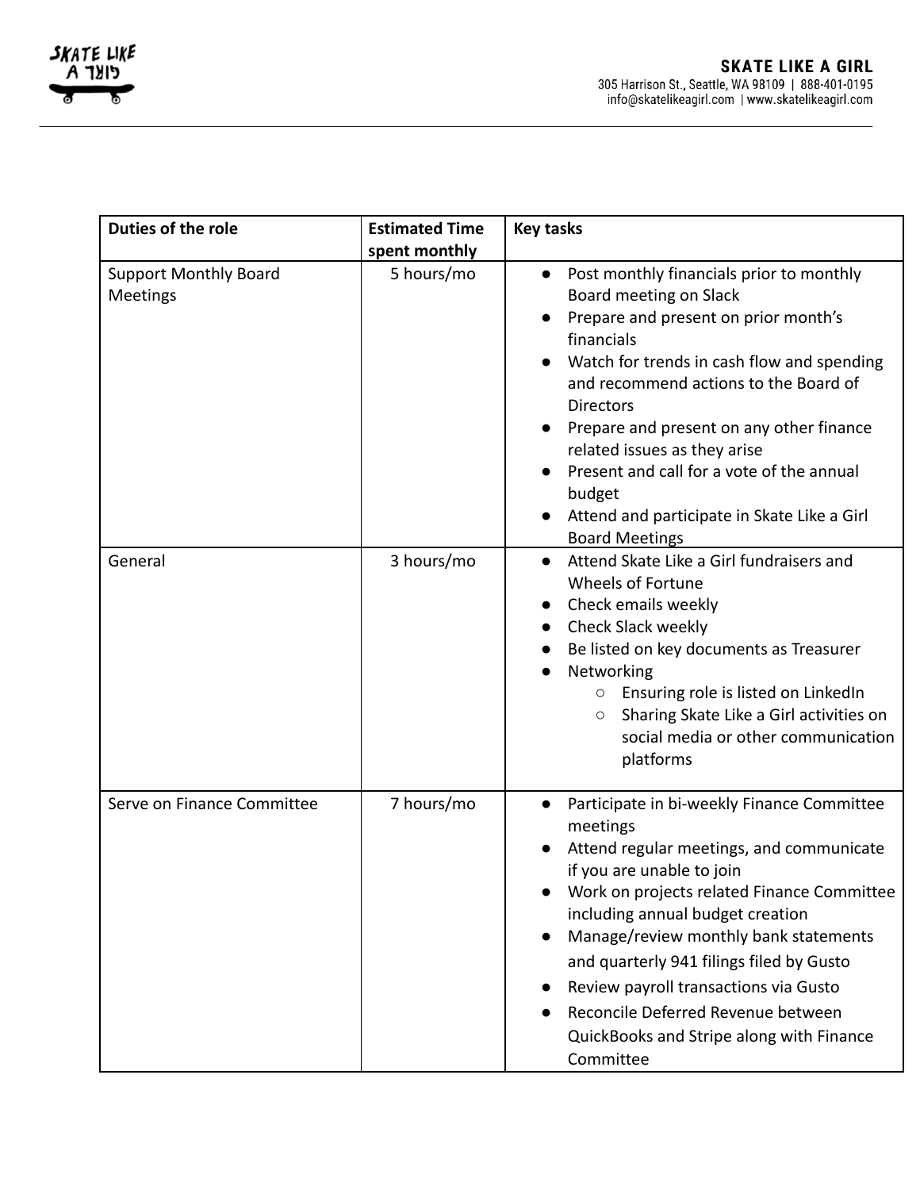| Duties of the role | Estimated Time spent monthly | Key tasks |
|---|---|---|
| Support Monthly Board Meetings | 5 hours/mo | • Post monthly financials prior to monthly Board meeting on Slack<br>• Prepare and present on prior month's financials<br>• Watch for trends in cash flow and spending and recommend actions to the Board of Directors<br>• Prepare and present on any other finance related issues as they arise<br>• Present and call for a vote of the annual budget<br>• Attend and participate in Skate Like a Girl Board Meetings |
| General | 3 hours/mo | • Attend Skate Like a Girl fundraisers and Wheels of Fortune<br>• Check emails weekly<br>• Check Slack weekly<br>• Be listed on key documents as Treasurer<br>• Networking<br>&nbsp;&nbsp;&nbsp;&nbsp;○ Ensuring role is listed on LinkedIn<br>&nbsp;&nbsp;&nbsp;&nbsp;○ Sharing Skate Like a Girl activities on social media or other communication platforms |
| Serve on Finance Committee | 7 hours/mo | • Participate in bi-weekly Finance Committee meetings<br>• Attend regular meetings, and communicate if you are unable to join<br>• Work on projects related Finance Committee including annual budget creation<br>• Manage/review monthly bank statements and quarterly 941 filings filed by Gusto<br>• Review payroll transactions via Gusto<br>• Reconcile Deferred Revenue between QuickBooks and Stripe along with Finance Committee |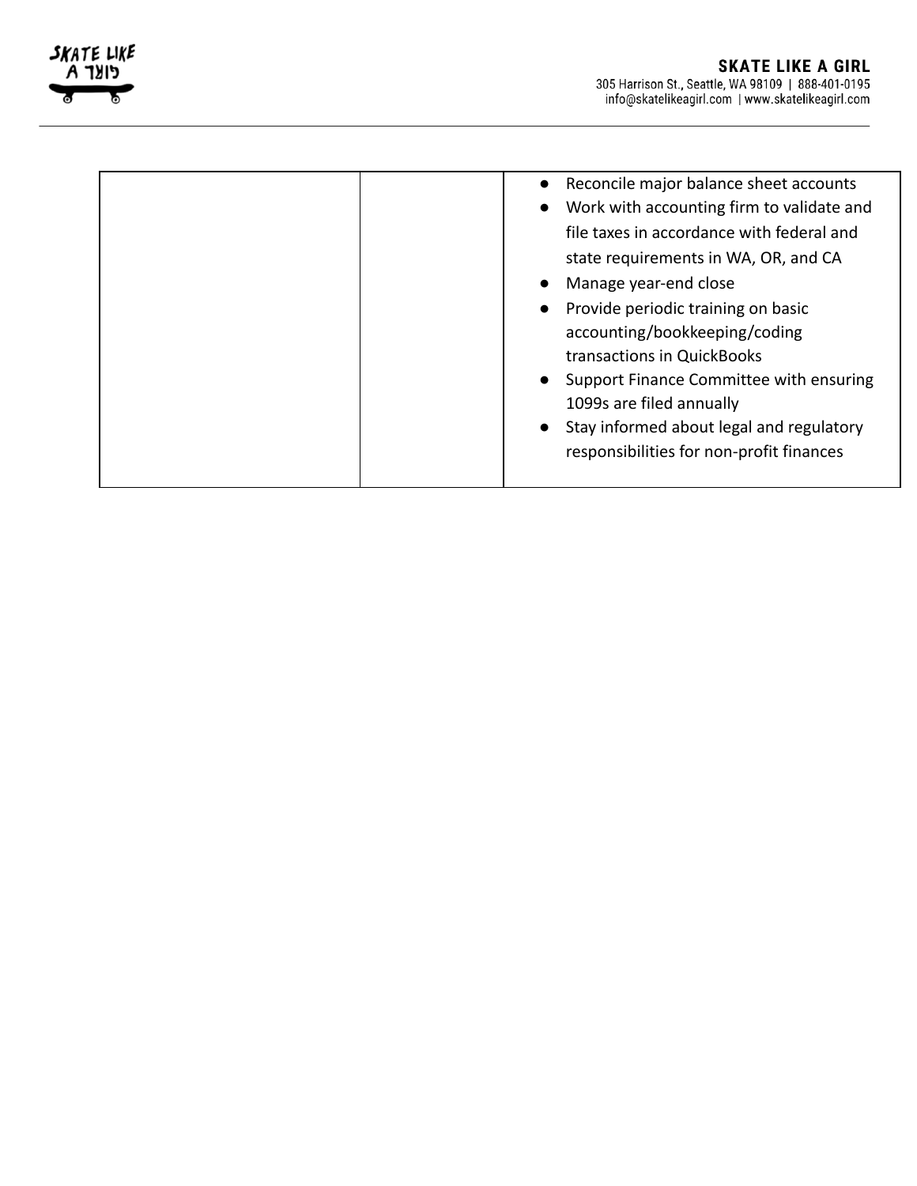| | | |
|---|---|---|
| | | • Reconcile major balance sheet accounts<br>• Work with accounting firm to validate and file taxes in accordance with federal and state requirements in WA, OR, and CA<br>• Manage year-end close<br>• Provide periodic training on basic accounting/bookkeeping/coding transactions in QuickBooks<br>• Support Finance Committee with ensuring 1099s are filed annually<br>• Stay informed about legal and regulatory responsibilities for non-profit finances |